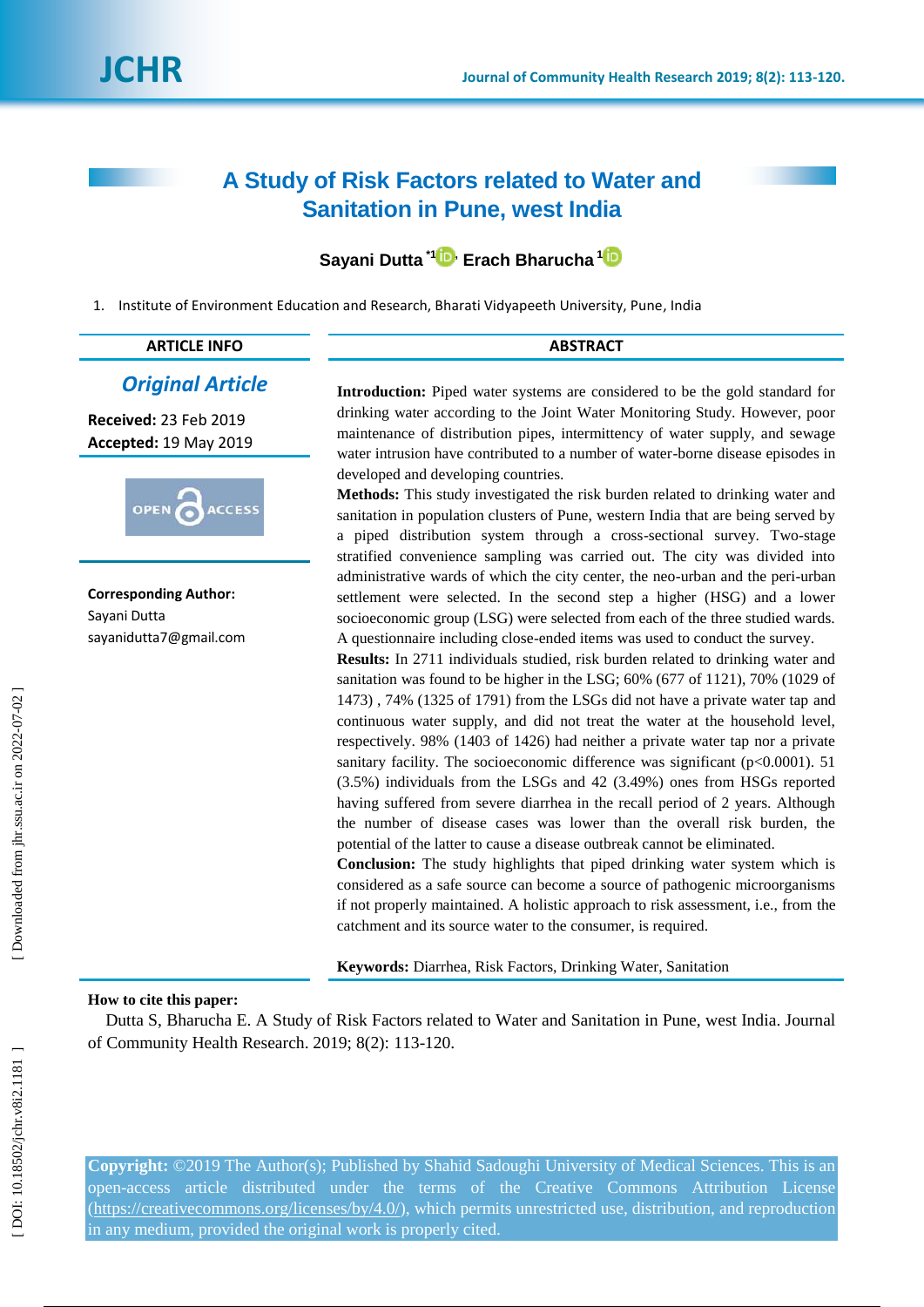# A Study of Risk Factors related to Water and Sanitation in Pune, west India

**Sayani Dutta** [*1], **Erach Bharucha** [1]

1. Institute of Environment Education and Research, Bharati Vidyapeeth University, Pune, India

## ARTICLE INFO

***Original Article***

**Received:** 23 Feb 2019
**Accepted:** 19 May 2019

**Corresponding Author:**
Sayani Dutta
sayanidutta7@gmail.com

## ABSTRACT

**Introduction:** Piped water systems are considered to be the gold standard for drinking water according to the Joint Water Monitoring Study. However, poor maintenance of distribution pipes, intermittency of water supply, and sewage water intrusion have contributed to a number of water-borne disease episodes in developed and developing countries.

**Methods:** This study investigated the risk burden related to drinking water and sanitation in population clusters of Pune, western India that are being served by a piped distribution system through a cross-sectional survey. Two-stage stratified convenience sampling was carried out. The city was divided into administrative wards of which the city center, the neo-urban and the peri-urban settlement were selected. In the second step a higher (HSG) and a lower socioeconomic group (LSG) were selected from each of the three studied wards. A questionnaire including close-ended items was used to conduct the survey.

**Results:** In 2711 individuals studied, risk burden related to drinking water and sanitation was found to be higher in the LSG; 60% (677 of 1121), 70% (1029 of 1473) , 74% (1325 of 1791) from the LSGs did not have a private water tap and continuous water supply, and did not treat the water at the household level, respectively. 98% (1403 of 1426) had neither a private water tap nor a private sanitary facility. The socioeconomic difference was significant ($p<0.0001$). 51 (3.5%) individuals from the LSGs and 42 (3.49%) ones from HSGs reported having suffered from severe diarrhea in the recall period of 2 years. Although the number of disease cases was lower than the overall risk burden, the potential of the latter to cause a disease outbreak cannot be eliminated.

**Conclusion:** The study highlights that piped drinking water system which is considered as a safe source can become a source of pathogenic microorganisms if not properly maintained. A holistic approach to risk assessment, i.e., from the catchment and its source water to the consumer, is required.

**Keywords:** Diarrhea, Risk Factors, Drinking Water, Sanitation

**How to cite this paper:**
Dutta S, Bharucha E. A Study of Risk Factors related to Water and Sanitation in Pune, west India. Journal of Community Health Research. 2019; 8(2): 113-120.

**Copyright:** ©2019 The Author(s); Published by Shahid Sadoughi University of Medical Sciences. This is an open-access article distributed under the terms of the Creative Commons Attribution License (https://creativecommons.org/licenses/by/4.0/), which permits unrestricted use, distribution, and reproduction in any medium, provided the original work is properly cited.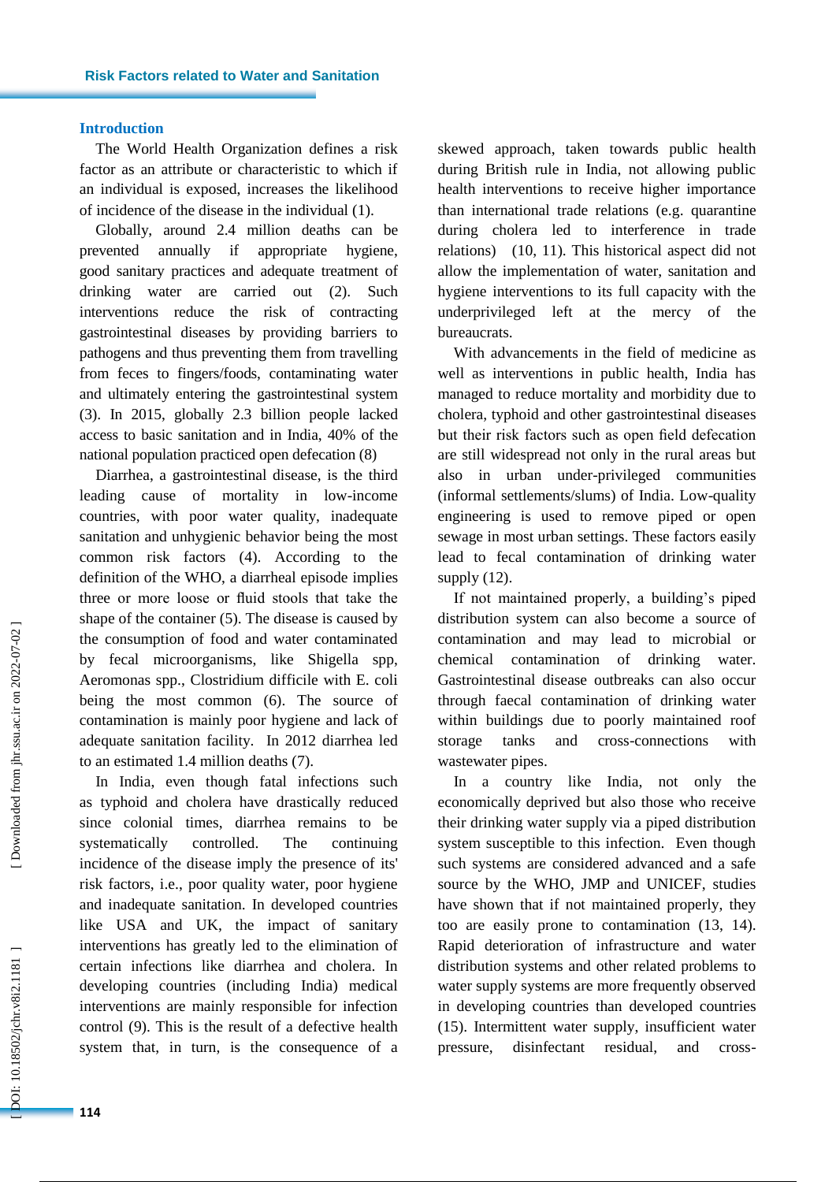## Introduction

The World Health Organization defines a risk factor as an attribute or characteristic to which if an individual is exposed, increases the likelihood of incidence of the disease in the individual (1).

Globally, around 2.4 million deaths can be prevented annually if appropriate hygiene, good sanitary practices and adequate treatment of drinking water are carried out (2). Such interventions reduce the risk of contracting gastrointestinal diseases by providing barriers to pathogens and thus preventing them from travelling from feces to fingers/foods, contaminating water and ultimately entering the gastrointestinal system (3). In 2015, globally 2.3 billion people lacked access to basic sanitation and in India, 40% of the national population practiced open defecation (8)

Diarrhea, a gastrointestinal disease, is the third leading cause of mortality in low-income countries, with poor water quality, inadequate sanitation and unhygienic behavior being the most common risk factors (4). According to the definition of the WHO, a diarrheal episode implies three or more loose or fluid stools that take the shape of the container (5). The disease is caused by the consumption of food and water contaminated by fecal microorganisms, like Shigella spp, Aeromonas spp., Clostridium difficile with E. coli being the most common (6). The source of contamination is mainly poor hygiene and lack of adequate sanitation facility. In 2012 diarrhea led to an estimated 1.4 million deaths (7).

In India, even though fatal infections such as typhoid and cholera have drastically reduced since colonial times, diarrhea remains to be systematically controlled. The continuing incidence of the disease imply the presence of its' risk factors, i.e., poor quality water, poor hygiene and inadequate sanitation. In developed countries like USA and UK, the impact of sanitary interventions has greatly led to the elimination of certain infections like diarrhea and cholera. In developing countries (including India) medical interventions are mainly responsible for infection control (9). This is the result of a defective health system that, in turn, is the consequence of a skewed approach, taken towards public health during British rule in India, not allowing public health interventions to receive higher importance than international trade relations (e.g. quarantine during cholera led to interference in trade relations) (10, 11). This historical aspect did not allow the implementation of water, sanitation and hygiene interventions to its full capacity with the underprivileged left at the mercy of the bureaucrats.

With advancements in the field of medicine as well as interventions in public health, India has managed to reduce mortality and morbidity due to cholera, typhoid and other gastrointestinal diseases but their risk factors such as open field defecation are still widespread not only in the rural areas but also in urban under-privileged communities (informal settlements/slums) of India. Low-quality engineering is used to remove piped or open sewage in most urban settings. These factors easily lead to fecal contamination of drinking water supply (12).

If not maintained properly, a building's piped distribution system can also become a source of contamination and may lead to microbial or chemical contamination of drinking water. Gastrointestinal disease outbreaks can also occur through faecal contamination of drinking water within buildings due to poorly maintained roof storage tanks and cross-connections with wastewater pipes.

In a country like India, not only the economically deprived but also those who receive their drinking water supply via a piped distribution system susceptible to this infection. Even though such systems are considered advanced and a safe source by the WHO, JMP and UNICEF, studies have shown that if not maintained properly, they too are easily prone to contamination (13, 14). Rapid deterioration of infrastructure and water distribution systems and other related problems to water supply systems are more frequently observed in developing countries than developed countries (15). Intermittent water supply, insufficient water pressure, disinfectant residual, and cross-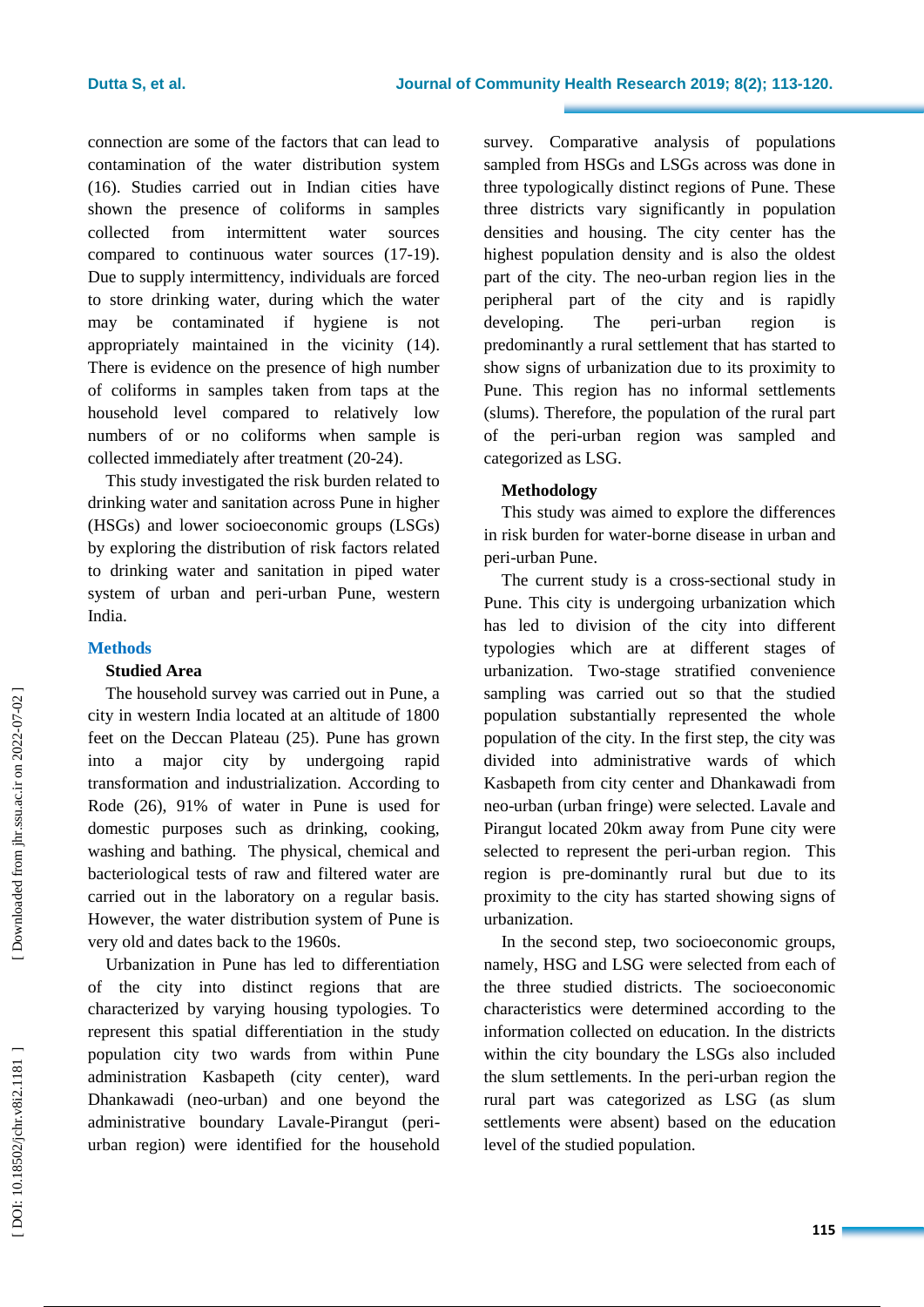connection are some of the factors that can lead to contamination of the water distribution system (16). Studies carried out in Indian cities have shown the presence of coliforms in samples collected from intermittent water sources compared to continuous water sources (17-19). Due to supply intermittency, individuals are forced to store drinking water, during which the water may be contaminated if hygiene is not appropriately maintained in the vicinity (14). There is evidence on the presence of high number of coliforms in samples taken from taps at the household level compared to relatively low numbers of or no coliforms when sample is collected immediately after treatment (20-24).

This study investigated the risk burden related to drinking water and sanitation across Pune in higher (HSGs) and lower socioeconomic groups (LSGs) by exploring the distribution of risk factors related to drinking water and sanitation in piped water system of urban and peri-urban Pune, western India.

## Methods

### Studied Area

The household survey was carried out in Pune, a city in western India located at an altitude of 1800 feet on the Deccan Plateau (25). Pune has grown into a major city by undergoing rapid transformation and industrialization. According to Rode (26), 91% of water in Pune is used for domestic purposes such as drinking, cooking, washing and bathing. The physical, chemical and bacteriological tests of raw and filtered water are carried out in the laboratory on a regular basis. However, the water distribution system of Pune is very old and dates back to the 1960s.

Urbanization in Pune has led to differentiation of the city into distinct regions that are characterized by varying housing typologies. To represent this spatial differentiation in the study population city two wards from within Pune administration Kasbapeth (city center), ward Dhankawadi (neo-urban) and one beyond the administrative boundary Lavale-Pirangut (peri-urban region) were identified for the household survey. Comparative analysis of populations sampled from HSGs and LSGs across was done in three typologically distinct regions of Pune. These three districts vary significantly in population densities and housing. The city center has the highest population density and is also the oldest part of the city. The neo-urban region lies in the peripheral part of the city and is rapidly developing. The peri-urban region is predominantly a rural settlement that has started to show signs of urbanization due to its proximity to Pune. This region has no informal settlements (slums). Therefore, the population of the rural part of the peri-urban region was sampled and categorized as LSG.

### Methodology

This study was aimed to explore the differences in risk burden for water-borne disease in urban and peri-urban Pune.

The current study is a cross-sectional study in Pune. This city is undergoing urbanization which has led to division of the city into different typologies which are at different stages of urbanization. Two-stage stratified convenience sampling was carried out so that the studied population substantially represented the whole population of the city. In the first step, the city was divided into administrative wards of which Kasbapeth from city center and Dhankawadi from neo-urban (urban fringe) were selected. Lavale and Pirangut located 20km away from Pune city were selected to represent the peri-urban region. This region is pre-dominantly rural but due to its proximity to the city has started showing signs of urbanization.

In the second step, two socioeconomic groups, namely, HSG and LSG were selected from each of the three studied districts. The socioeconomic characteristics were determined according to the information collected on education. In the districts within the city boundary the LSGs also included the slum settlements. In the peri-urban region the rural part was categorized as LSG (as slum settlements were absent) based on the education level of the studied population.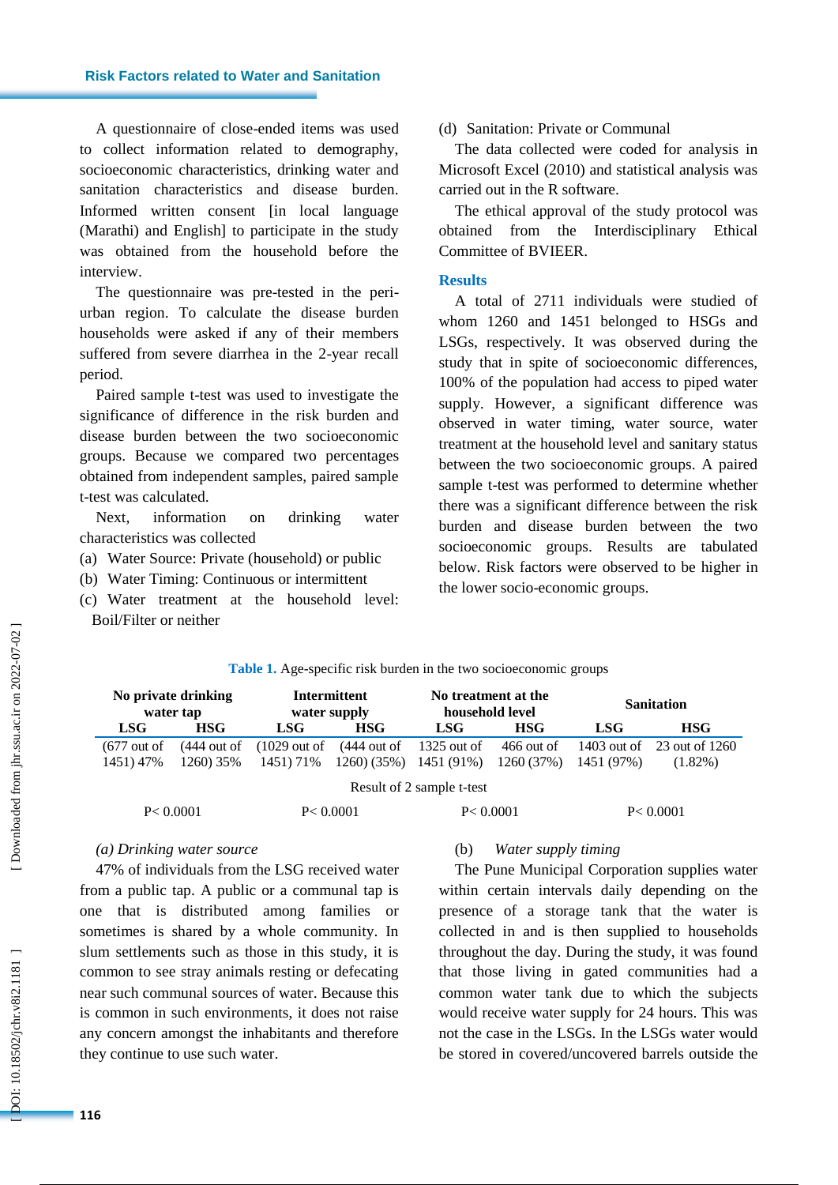A questionnaire of close-ended items was used to collect information related to demography, socioeconomic characteristics, drinking water and sanitation characteristics and disease burden. Informed written consent [in local language (Marathi) and English] to participate in the study was obtained from the household before the interview.

The questionnaire was pre-tested in the peri-urban region. To calculate the disease burden households were asked if any of their members suffered from severe diarrhea in the 2-year recall period.

Paired sample t-test was used to investigate the significance of difference in the risk burden and disease burden between the two socioeconomic groups. Because we compared two percentages obtained from independent samples, paired sample t-test was calculated.

Next, information on drinking water characteristics was collected

(a) Water Source: Private (household) or public
(b) Water Timing: Continuous or intermittent
(c) Water treatment at the household level: Boil/Filter or neither
(d) Sanitation: Private or Communal

The data collected were coded for analysis in Microsoft Excel (2010) and statistical analysis was carried out in the R software.

The ethical approval of the study protocol was obtained from the Interdisciplinary Ethical Committee of BVIEER.

## Results

A total of 2711 individuals were studied of whom 1260 and 1451 belonged to HSGs and LSGs, respectively. It was observed during the study that in spite of socioeconomic differences, 100% of the population had access to piped water supply. However, a significant difference was observed in water timing, water source, water treatment at the household level and sanitary status between the two socioeconomic groups. A paired sample t-test was performed to determine whether there was a significant difference between the risk burden and disease burden between the two socioeconomic groups. Results are tabulated below. Risk factors were observed to be higher in the lower socio-economic groups.

**Table 1.** Age-specific risk burden in the two socioeconomic groups

| No private drinking water tap | | Intermittent water supply | | No treatment at the household level | | Sanitation | |
|---|---|---|---|---|---|---|---|
| LSG | HSG | LSG | HSG | LSG | HSG | LSG | HSG |
| (677 out of 1451) 47% | (444 out of 1260) 35% | (1029 out of 1451) 71% | (444 out of 1260) (35%) | 1325 out of 1451 (91%) | 466 out of 1260 (37%) | 1403 out of 1451 (97%) | 23 out of 1260 (1.82%) |
| Result of 2 sample t-test | | | | | | | |
| P< 0.0001 | | P< 0.0001 | | P< 0.0001 | | P< 0.0001 | |

*(a) Drinking water source*

47% of individuals from the LSG received water from a public tap. A public or a communal tap is one that is distributed among families or sometimes is shared by a whole community. In slum settlements such as those in this study, it is common to see stray animals resting or defecating near such communal sources of water. Because this is common in such environments, it does not raise any concern amongst the inhabitants and therefore they continue to use such water.

(b) *Water supply timing*

The Pune Municipal Corporation supplies water within certain intervals daily depending on the presence of a storage tank that the water is collected in and is then supplied to households throughout the day. During the study, it was found that those living in gated communities had a common water tank due to which the subjects would receive water supply for 24 hours. This was not the case in the LSGs. In the LSGs water would be stored in covered/uncovered barrels outside the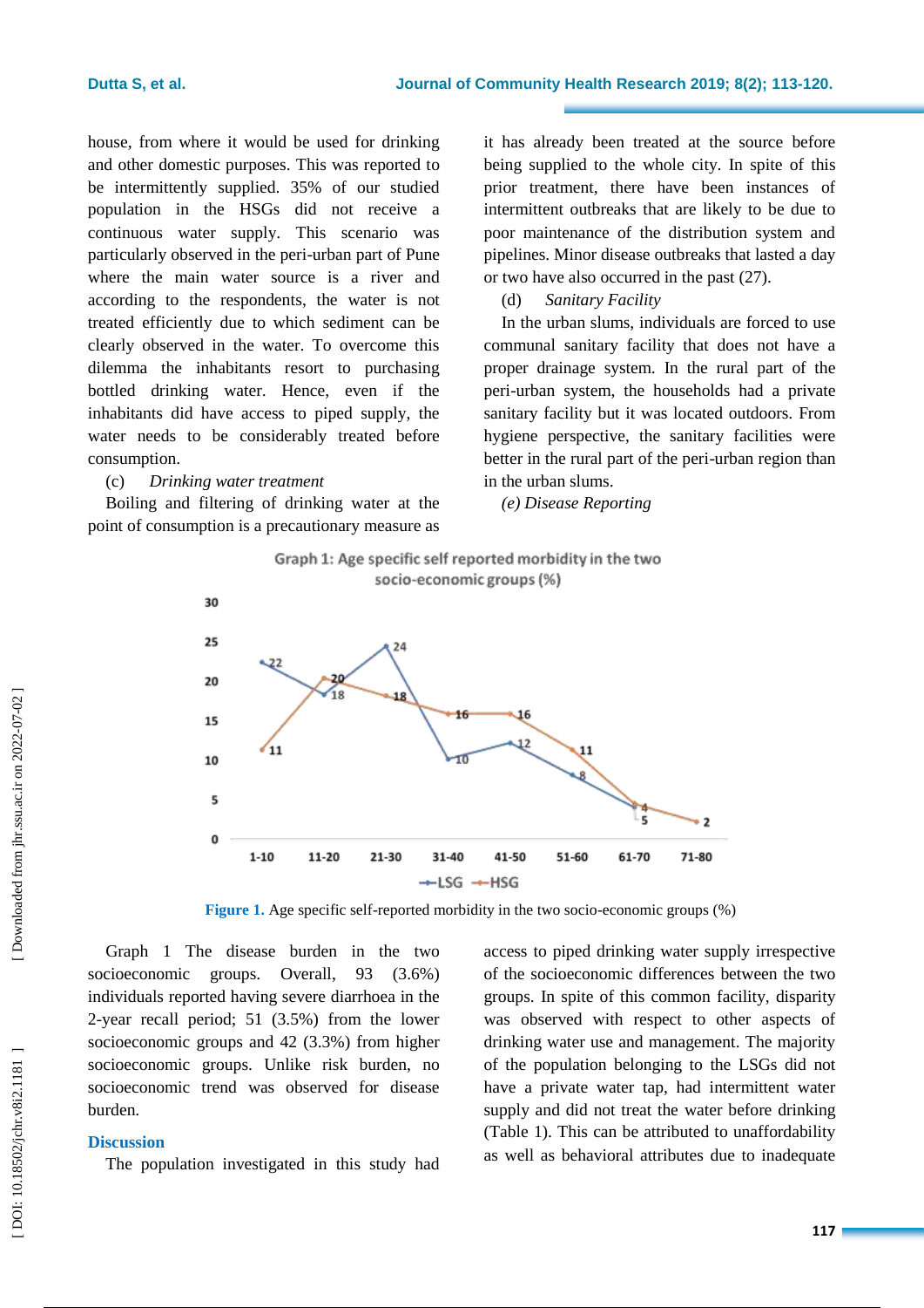house, from where it would be used for drinking and other domestic purposes. This was reported to be intermittently supplied. 35% of our studied population in the HSGs did not receive a continuous water supply. This scenario was particularly observed in the peri-urban part of Pune where the main water source is a river and according to the respondents, the water is not treated efficiently due to which sediment can be clearly observed in the water. To overcome this dilemma the inhabitants resort to purchasing bottled drinking water. Hence, even if the inhabitants did have access to piped supply, the water needs to be considerably treated before consumption.

(c) *Drinking water treatment*

Boiling and filtering of drinking water at the point of consumption is a precautionary measure as it has already been treated at the source before being supplied to the whole city. In spite of this prior treatment, there have been instances of intermittent outbreaks that are likely to be due to poor maintenance of the distribution system and pipelines. Minor disease outbreaks that lasted a day or two have also occurred in the past (27).

(d) *Sanitary Facility*

In the urban slums, individuals are forced to use communal sanitary facility that does not have a proper drainage system. In the rural part of the peri-urban system, the households had a private sanitary facility but it was located outdoors. From hygiene perspective, the sanitary facilities were better in the rural part of the peri-urban region than in the urban slums.

*(e) Disease Reporting*

Graph 1: Age specific self reported morbidity in the two socio-economic groups (%)

| Age group | LSG | HSG |
|---|---|---|
| 1-10 | 22 | 11 |
| 11-20 | 18 | 20 |
| 21-30 | 24 | 18 |
| 31-40 | 10 | 16 |
| 41-50 | 12 | 16 |
| 51-60 | 8 | 11 |
| 61-70 | 4 | 5 |
| 71-80 | | 2 |

**Figure 1.** Age specific self-reported morbidity in the two socio-economic groups (%)

Graph 1 The disease burden in the two socioeconomic groups. Overall, 93 (3.6%) individuals reported having severe diarrhoea in the 2-year recall period; 51 (3.5%) from the lower socioeconomic groups and 42 (3.3%) from higher socioeconomic groups. Unlike risk burden, no socioeconomic trend was observed for disease burden.

## Discussion

The population investigated in this study had access to piped drinking water supply irrespective of the socioeconomic differences between the two groups. In spite of this common facility, disparity was observed with respect to other aspects of drinking water use and management. The majority of the population belonging to the LSGs did not have a private water tap, had intermittent water supply and did not treat the water before drinking (Table 1). This can be attributed to unaffordability as well as behavioral attributes due to inadequate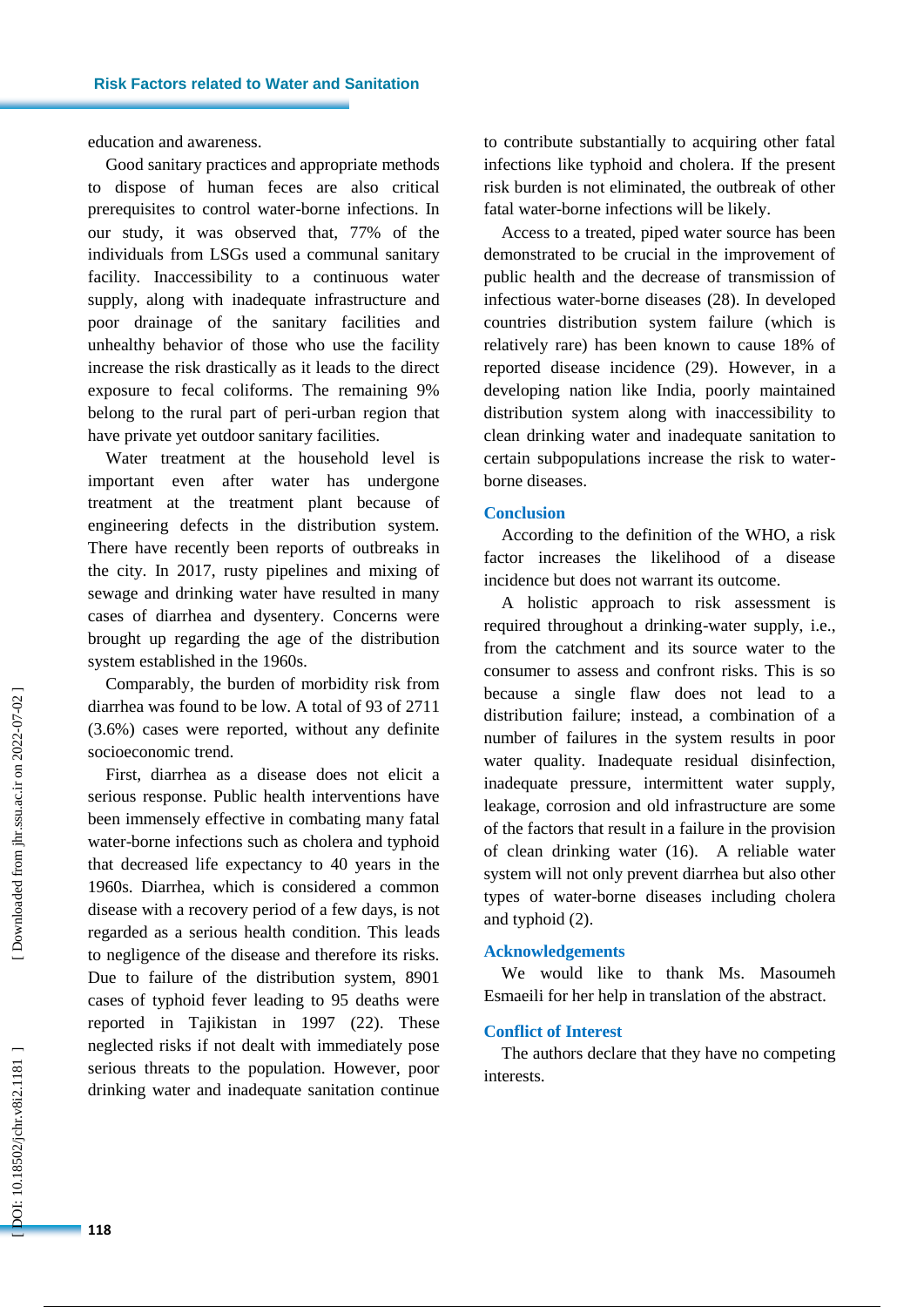education and awareness.

Good sanitary practices and appropriate methods to dispose of human feces are also critical prerequisites to control water-borne infections. In our study, it was observed that, 77% of the individuals from LSGs used a communal sanitary facility. Inaccessibility to a continuous water supply, along with inadequate infrastructure and poor drainage of the sanitary facilities and unhealthy behavior of those who use the facility increase the risk drastically as it leads to the direct exposure to fecal coliforms. The remaining 9% belong to the rural part of peri-urban region that have private yet outdoor sanitary facilities.

Water treatment at the household level is important even after water has undergone treatment at the treatment plant because of engineering defects in the distribution system. There have recently been reports of outbreaks in the city. In 2017, rusty pipelines and mixing of sewage and drinking water have resulted in many cases of diarrhea and dysentery. Concerns were brought up regarding the age of the distribution system established in the 1960s.

Comparably, the burden of morbidity risk from diarrhea was found to be low. A total of 93 of 2711 (3.6%) cases were reported, without any definite socioeconomic trend.

First, diarrhea as a disease does not elicit a serious response. Public health interventions have been immensely effective in combating many fatal water-borne infections such as cholera and typhoid that decreased life expectancy to 40 years in the 1960s. Diarrhea, which is considered a common disease with a recovery period of a few days, is not regarded as a serious health condition. This leads to negligence of the disease and therefore its risks. Due to failure of the distribution system, 8901 cases of typhoid fever leading to 95 deaths were reported in Tajikistan in 1997 (22). These neglected risks if not dealt with immediately pose serious threats to the population. However, poor drinking water and inadequate sanitation continue to contribute substantially to acquiring other fatal infections like typhoid and cholera. If the present risk burden is not eliminated, the outbreak of other fatal water-borne infections will be likely.

Access to a treated, piped water source has been demonstrated to be crucial in the improvement of public health and the decrease of transmission of infectious water-borne diseases (28). In developed countries distribution system failure (which is relatively rare) has been known to cause 18% of reported disease incidence (29). However, in a developing nation like India, poorly maintained distribution system along with inaccessibility to clean drinking water and inadequate sanitation to certain subpopulations increase the risk to water-borne diseases.

## Conclusion

According to the definition of the WHO, a risk factor increases the likelihood of a disease incidence but does not warrant its outcome.

A holistic approach to risk assessment is required throughout a drinking-water supply, i.e., from the catchment and its source water to the consumer to assess and confront risks. This is so because a single flaw does not lead to a distribution failure; instead, a combination of a number of failures in the system results in poor water quality. Inadequate residual disinfection, inadequate pressure, intermittent water supply, leakage, corrosion and old infrastructure are some of the factors that result in a failure in the provision of clean drinking water (16). A reliable water system will not only prevent diarrhea but also other types of water-borne diseases including cholera and typhoid (2).

## Acknowledgements

We would like to thank Ms. Masoumeh Esmaeili for her help in translation of the abstract.

## Conflict of Interest

The authors declare that they have no competing interests.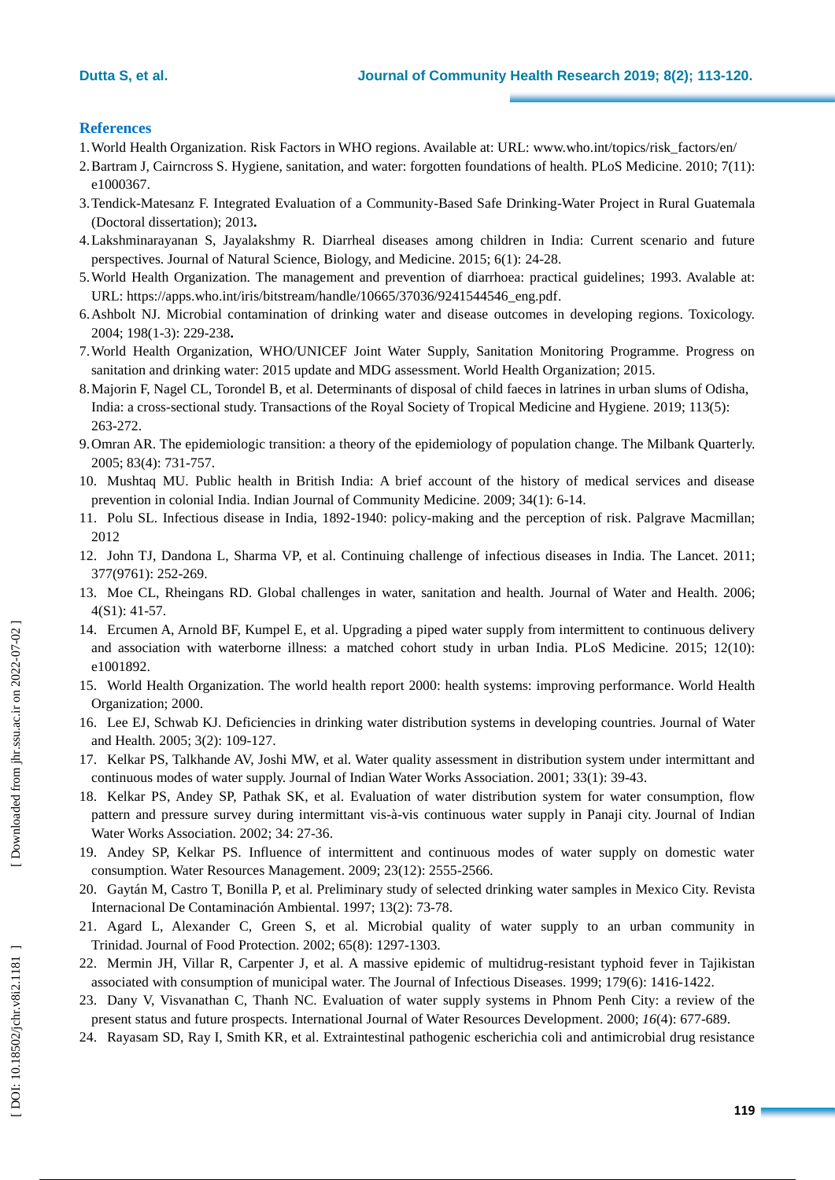## References

1. World Health Organization. Risk Factors in WHO regions. Available at: URL: www.who.int/topics/risk_factors/en/
2. Bartram J, Cairncross S. Hygiene, sanitation, and water: forgotten foundations of health. PLoS Medicine. 2010; 7(11): e1000367.
3. Tendick-Matesanz F. Integrated Evaluation of a Community-Based Safe Drinking-Water Project in Rural Guatemala (Doctoral dissertation); 2013**.**
4. Lakshminarayanan S, Jayalakshmy R. Diarrheal diseases among children in India: Current scenario and future perspectives. Journal of Natural Science, Biology, and Medicine. 2015; 6(1): 24-28.
5. World Health Organization. The management and prevention of diarrhoea: practical guidelines; 1993. Avalable at: URL: https://apps.who.int/iris/bitstream/handle/10665/37036/9241544546_eng.pdf.
6. Ashbolt NJ. Microbial contamination of drinking water and disease outcomes in developing regions. Toxicology. 2004; 198(1-3): 229-238**.**
7. World Health Organization, WHO/UNICEF Joint Water Supply, Sanitation Monitoring Programme. Progress on sanitation and drinking water: 2015 update and MDG assessment. World Health Organization; 2015.
8. Majorin F, Nagel CL, Torondel B, et al. Determinants of disposal of child faeces in latrines in urban slums of Odisha, India: a cross-sectional study. Transactions of the Royal Society of Tropical Medicine and Hygiene. 2019; 113(5): 263-272.
9. Omran AR. The epidemiologic transition: a theory of the epidemiology of population change. The Milbank Quarterly. 2005; 83(4): 731-757.
10. Mushtaq MU. Public health in British India: A brief account of the history of medical services and disease prevention in colonial India. Indian Journal of Community Medicine. 2009; 34(1): 6-14.
11. Polu SL. Infectious disease in India, 1892-1940: policy-making and the perception of risk. Palgrave Macmillan; 2012
12. John TJ, Dandona L, Sharma VP, et al. Continuing challenge of infectious diseases in India. The Lancet. 2011; 377(9761): 252-269.
13. Moe CL, Rheingans RD. Global challenges in water, sanitation and health. Journal of Water and Health. 2006; 4(S1): 41-57.
14. Ercumen A, Arnold BF, Kumpel E, et al. Upgrading a piped water supply from intermittent to continuous delivery and association with waterborne illness: a matched cohort study in urban India. PLoS Medicine. 2015; 12(10): e1001892.
15. World Health Organization. The world health report 2000: health systems: improving performance. World Health Organization; 2000.
16. Lee EJ, Schwab KJ. Deficiencies in drinking water distribution systems in developing countries. Journal of Water and Health. 2005; 3(2): 109-127.
17. Kelkar PS, Talkhande AV, Joshi MW, et al. Water quality assessment in distribution system under intermittant and continuous modes of water supply. Journal of Indian Water Works Association. 2001; 33(1): 39-43.
18. Kelkar PS, Andey SP, Pathak SK, et al. Evaluation of water distribution system for water consumption, flow pattern and pressure survey during intermittant vis-à-vis continuous water supply in Panaji city. Journal of Indian Water Works Association. 2002; 34: 27-36.
19. Andey SP, Kelkar PS. Influence of intermittent and continuous modes of water supply on domestic water consumption. Water Resources Management. 2009; 23(12): 2555-2566.
20. Gaytán M, Castro T, Bonilla P, et al. Preliminary study of selected drinking water samples in Mexico City. Revista Internacional De Contaminación Ambiental. 1997; 13(2): 73-78.
21. Agard L, Alexander C, Green S, et al. Microbial quality of water supply to an urban community in Trinidad. Journal of Food Protection. 2002; 65(8): 1297-1303.
22. Mermin JH, Villar R, Carpenter J, et al. A massive epidemic of multidrug-resistant typhoid fever in Tajikistan associated with consumption of municipal water. The Journal of Infectious Diseases. 1999; 179(6): 1416-1422.
23. Dany V, Visvanathan C, Thanh NC. Evaluation of water supply systems in Phnom Penh City: a review of the present status and future prospects. International Journal of Water Resources Development. 2000; *16*(4): 677-689.
24. Rayasam SD, Ray I, Smith KR, et al. Extraintestinal pathogenic escherichia coli and antimicrobial drug resistance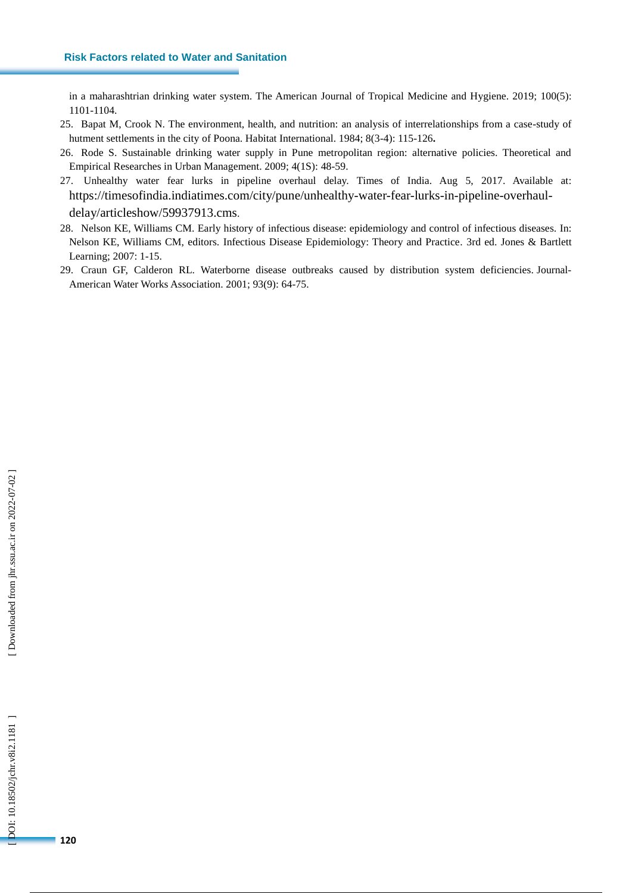in a maharashtrian drinking water system. The American Journal of Tropical Medicine and Hygiene. 2019; 100(5): 1101-1104.

25. Bapat M, Crook N. The environment, health, and nutrition: an analysis of interrelationships from a case-study of hutment settlements in the city of Poona. Habitat International. 1984; 8(3-4): 115-126**.**
26. Rode S. Sustainable drinking water supply in Pune metropolitan region: alternative policies. Theoretical and Empirical Researches in Urban Management. 2009; 4(1S): 48-59.
27. Unhealthy water fear lurks in pipeline overhaul delay. Times of India. Aug 5, 2017. Available at: https://timesofindia.indiatimes.com/city/pune/unhealthy-water-fear-lurks-in-pipeline-overhaul-delay/articleshow/59937913.cms.
28. Nelson KE, Williams CM. Early history of infectious disease: epidemiology and control of infectious diseases. In: Nelson KE, Williams CM, editors. Infectious Disease Epidemiology: Theory and Practice. 3rd ed. Jones & Bartlett Learning; 2007: 1-15.
29. Craun GF, Calderon RL. Waterborne disease outbreaks caused by distribution system deficiencies. Journal-American Water Works Association. 2001; 93(9): 64-75.